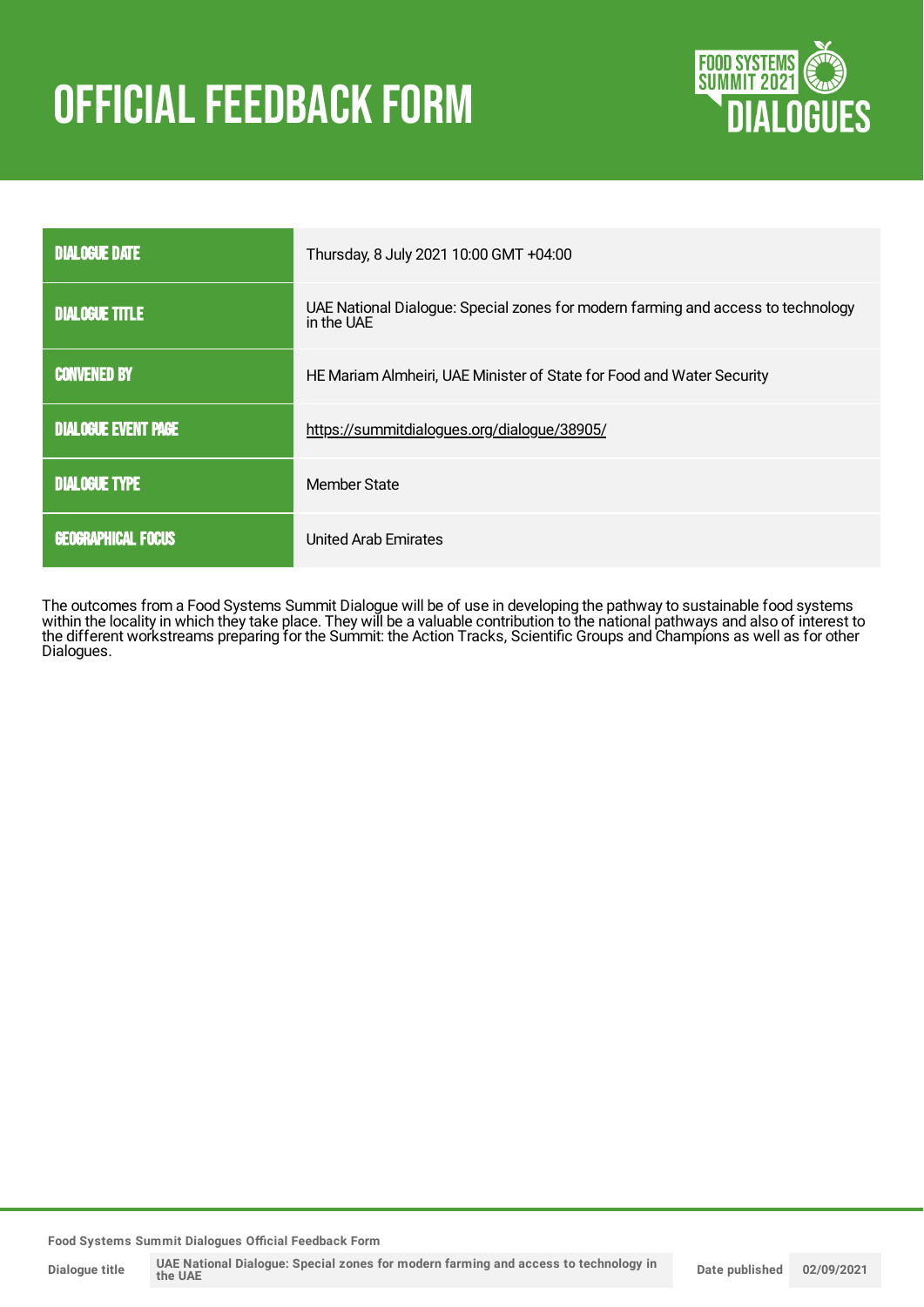# OFFICIAL FEEDBACK FORM

| | |
|---|---|
| DIALOGUE DATE | Thursday, 8 July 2021 10:00 GMT +04:00 |
| DIALOGUE TITLE | UAE National Dialogue: Special zones for modern farming and access to technology in the UAE |
| CONVENED BY | HE Mariam Almheiri, UAE Minister of State for Food and Water Security |
| DIALOGUE EVENT PAGE | https://summitdialogues.org/dialogue/38905/ |
| DIALOGUE TYPE | Member State |
| GEOGRAPHICAL FOCUS | United Arab Emirates |

The outcomes from a Food Systems Summit Dialogue will be of use in developing the pathway to sustainable food systems within the locality in which they take place. They will be a valuable contribution to the national pathways and also of interest to the different workstreams preparing for the Summit: the Action Tracks, Scientific Groups and Champions as well as for other Dialogues.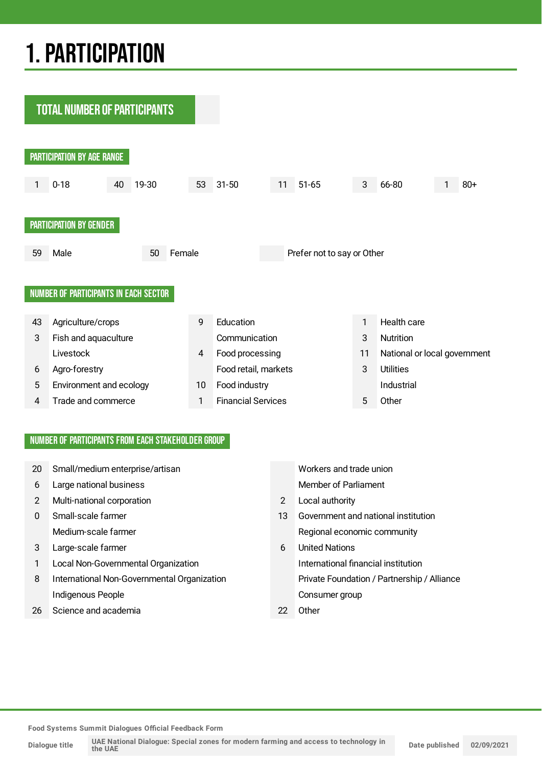# 1. PARTICIPATION

## TOTAL NUMBER OF PARTICIPANTS

### PARTICIPATION BY AGE RANGE

| | |
|---|---|
| 1 | 0-18 |
| 40 | 19-30 |
| 53 | 31-50 |
| 11 | 51-65 |
| 3 | 66-80 |
| 1 | 80+ |

### PARTICIPATION BY GENDER

| | |
|---|---|
| 59 | Male |
| 50 | Female |
| | Prefer not to say or Other |

### NUMBER OF PARTICIPANTS IN EACH SECTOR

| | | | | | |
|---|---|---|---|---|---|
| 43 | Agriculture/crops | 9 | Education | 1 | Health care |
| 3 | Fish and aquaculture | | Communication | 3 | Nutrition |
| | Livestock | 4 | Food processing | 11 | National or local government |
| 6 | Agro-forestry | | Food retail, markets | 3 | Utilities |
| 5 | Environment and ecology | 10 | Food industry | | Industrial |
| 4 | Trade and commerce | 1 | Financial Services | 5 | Other |

### NUMBER OF PARTICIPANTS FROM EACH STAKEHOLDER GROUP

| | | | |
|---|---|---|---|
| 20 | Small/medium enterprise/artisan | | Workers and trade union |
| 6 | Large national business | | Member of Parliament |
| 2 | Multi-national corporation | 2 | Local authority |
| 0 | Small-scale farmer | 13 | Government and national institution |
| | Medium-scale farmer | | Regional economic community |
| 3 | Large-scale farmer | 6 | United Nations |
| 1 | Local Non-Governmental Organization | | International financial institution |
| 8 | International Non-Governmental Organization | | Private Foundation / Partnership / Alliance |
| | Indigenous People | | Consumer group |
| 26 | Science and academia | 22 | Other |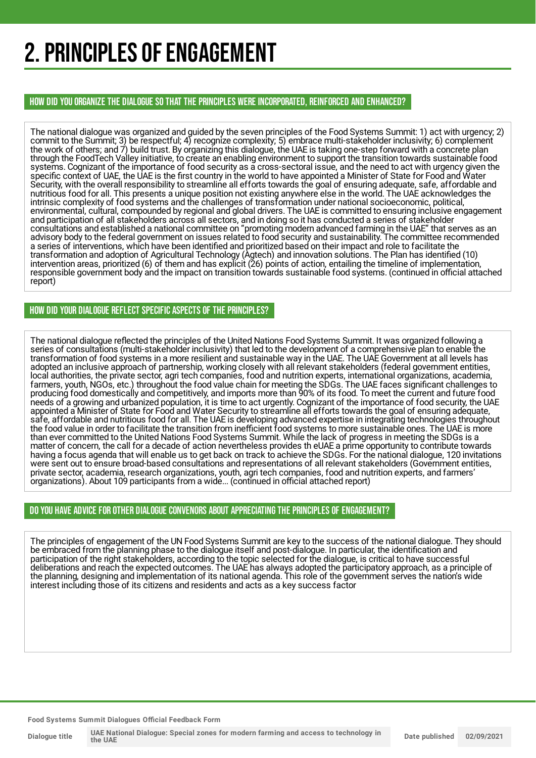# 2. PRINCIPLES OF ENGAGEMENT

## HOW DID YOU ORGANIZE THE DIALOGUE SO THAT THE PRINCIPLES WERE INCORPORATED, REINFORCED AND ENHANCED?

The national dialogue was organized and guided by the seven principles of the Food Systems Summit: 1) act with urgency; 2) commit to the Summit; 3) be respectful; 4) recognize complexity; 5) embrace multi-stakeholder inclusivity; 6) complement the work of others; and 7) build trust. By organizing this dialogue, the UAE is taking one-step forward with a concrete plan through the FoodTech Valley initiative, to create an enabling environment to support the transition towards sustainable food systems. Cognizant of the importance of food security as a cross-sectoral issue, and the need to act with urgency given the specific context of UAE, the UAE is the first country in the world to have appointed a Minister of State for Food and Water Security, with the overall responsibility to streamline all efforts towards the goal of ensuring adequate, safe, affordable and nutritious food for all. This presents a unique position not existing anywhere else in the world. The UAE acknowledges the intrinsic complexity of food systems and the challenges of transformation under national socioeconomic, political, environmental, cultural, compounded by regional and global drivers. The UAE is committed to ensuring inclusive engagement and participation of all stakeholders across all sectors, and in doing so it has conducted a series of stakeholder consultations and established a national committee on "promoting modern advanced farming in the UAE" that serves as an advisory body to the federal government on issues related to food security and sustainability. The committee recommended a series of interventions, which have been identified and prioritized based on their impact and role to facilitate the transformation and adoption of Agricultural Technology (Agtech) and innovation solutions. The Plan has identified (10) intervention areas, prioritized (6) of them and has explicit (26) points of action, entailing the timeline of implementation, responsible government body and the impact on transition towards sustainable food systems. (continued in official attached report)

## HOW DID YOUR DIALOGUE REFLECT SPECIFIC ASPECTS OF THE PRINCIPLES?

The national dialogue reflected the principles of the United Nations Food Systems Summit. It was organized following a series of consultations (multi-stakeholder inclusivity) that led to the development of a comprehensive plan to enable the transformation of food systems in a more resilient and sustainable way in the UAE. The UAE Government at all levels has adopted an inclusive approach of partnership, working closely with all relevant stakeholders (federal government entities, local authorities, the private sector, agri tech companies, food and nutrition experts, international organizations, academia, farmers, youth, NGOs, etc.) throughout the food value chain for meeting the SDGs. The UAE faces significant challenges to producing food domestically and competitively, and imports more than 90% of its food. To meet the current and future food needs of a growing and urbanized population, it is time to act urgently. Cognizant of the importance of food security, the UAE appointed a Minister of State for Food and Water Security to streamline all efforts towards the goal of ensuring adequate, safe, affordable and nutritious food for all. The UAE is developing advanced expertise in integrating technologies throughout the food value in order to facilitate the transition from inefficient food systems to more sustainable ones. The UAE is more than ever committed to the United Nations Food Systems Summit. While the lack of progress in meeting the SDGs is a matter of concern, the call for a decade of action nevertheless provides th eUAE a prime opportunity to contribute towards having a focus agenda that will enable us to get back on track to achieve the SDGs. For the national dialogue, 120 invitations were sent out to ensure broad-based consultations and representations of all relevant stakeholders (Government entities, private sector, academia, research organizations, youth, agri tech companies, food and nutrition experts, and farmers' organizations). About 109 participants from a wide... (continued in official attached report)

## DO YOU HAVE ADVICE FOR OTHER DIALOGUE CONVENORS ABOUT APPRECIATING THE PRINCIPLES OF ENGAGEMENT?

The principles of engagement of the UN Food Systems Summit are key to the success of the national dialogue. They should be embraced from the planning phase to the dialogue itself and post-dialogue. In particular, the identification and participation of the right stakeholders, according to the topic selected for the dialogue, is critical to have successful deliberations and reach the expected outcomes. The UAE has always adopted the participatory approach, as a principle of the planning, designing and implementation of its national agenda. This role of the government serves the nation's wide interest including those of its citizens and residents and acts as a key success factor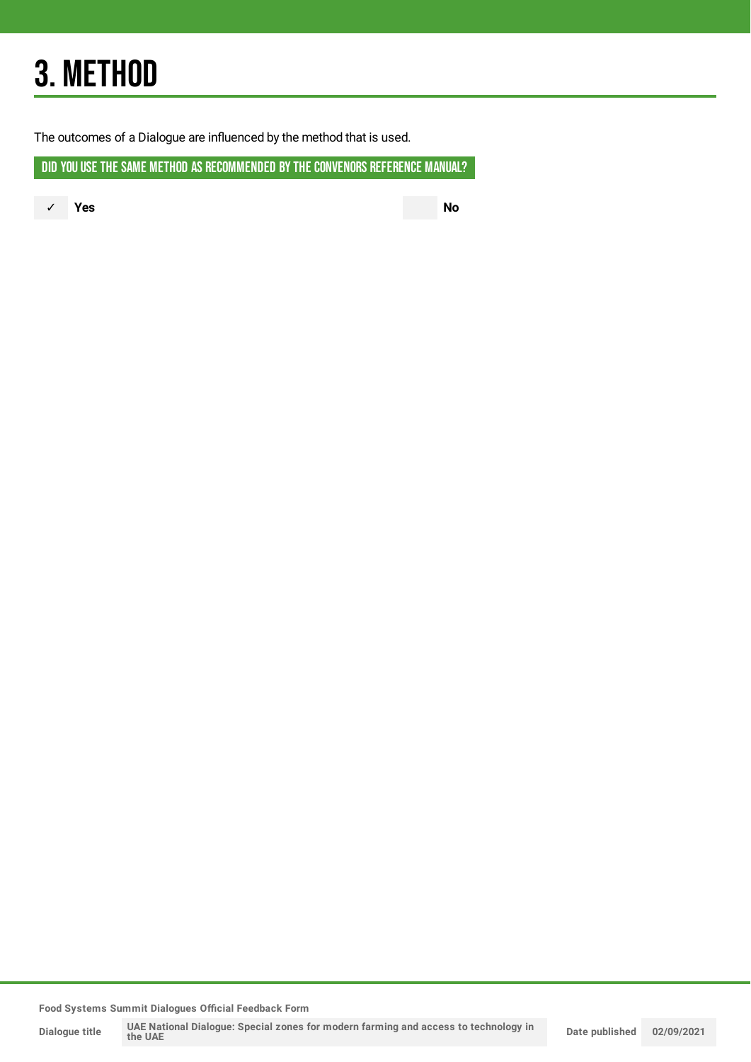# 3. METHOD

The outcomes of a Dialogue are influenced by the method that is used.

## DID YOU USE THE SAME METHOD AS RECOMMENDED BY THE CONVENORS REFERENCE MANUAL?

✓ **Yes**

**No**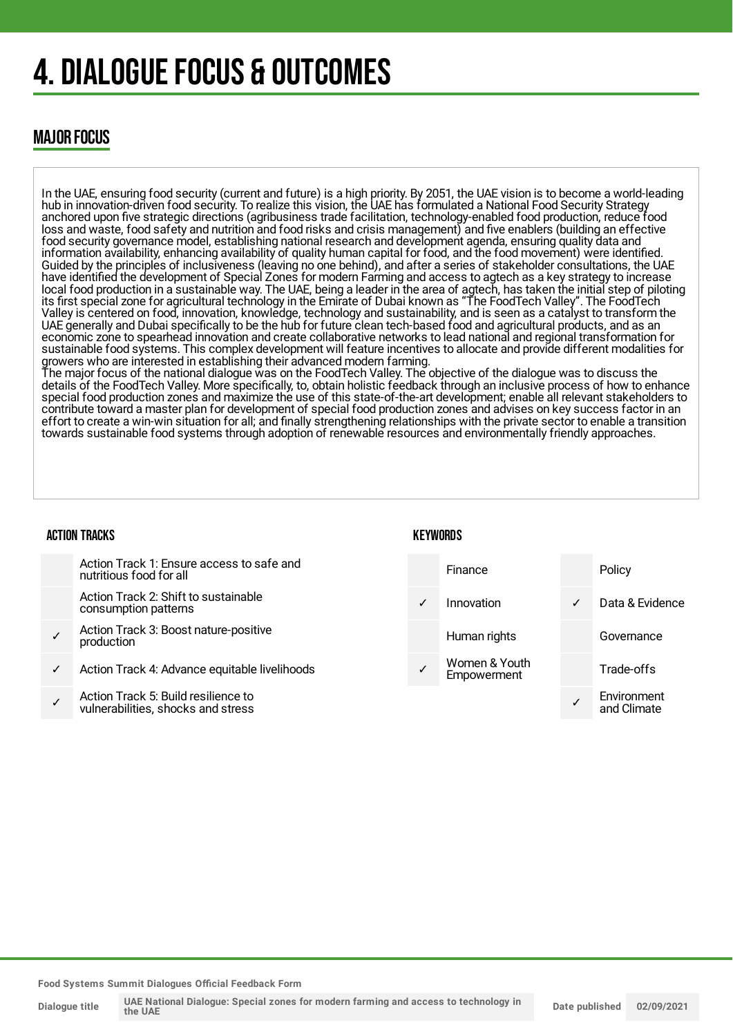# 4. DIALOGUE FOCUS & OUTCOMES

## MAJOR FOCUS

In the UAE, ensuring food security (current and future) is a high priority. By 2051, the UAE vision is to become a world-leading hub in innovation-driven food security. To realize this vision, the UAE has formulated a National Food Security Strategy anchored upon five strategic directions (agribusiness trade facilitation, technology-enabled food production, reduce food loss and waste, food safety and nutrition and food risks and crisis management) and five enablers (building an effective food security governance model, establishing national research and development agenda, ensuring quality data and information availability, enhancing availability of quality human capital for food, and the food movement) were identified. Guided by the principles of inclusiveness (leaving no one behind), and after a series of stakeholder consultations, the UAE have identified the development of Special Zones for modern Farming and access to agtech as a key strategy to increase local food production in a sustainable way. The UAE, being a leader in the area of agtech, has taken the initial step of piloting its first special zone for agricultural technology in the Emirate of Dubai known as "The FoodTech Valley". The FoodTech Valley is centered on food, innovation, knowledge, technology and sustainability, and is seen as a catalyst to transform the UAE generally and Dubai specifically to be the hub for future clean tech-based food and agricultural products, and as an economic zone to spearhead innovation and create collaborative networks to lead national and regional transformation for sustainable food systems. This complex development will feature incentives to allocate and provide different modalities for growers who are interested in establishing their advanced modern farming.
The major focus of the national dialogue was on the FoodTech Valley. The objective of the dialogue was to discuss the details of the FoodTech Valley. More specifically, to, obtain holistic feedback through an inclusive process of how to enhance special food production zones and maximize the use of this state-of-the-art development; enable all relevant stakeholders to contribute toward a master plan for development of special food production zones and advises on key success factor in an effort to create a win-win situation for all; and finally strengthening relationships with the private sector to enable a transition towards sustainable food systems through adoption of renewable resources and environmentally friendly approaches.

### ACTION TRACKS

| | |
|---|---|
| | Action Track 1: Ensure access to safe and nutritious food for all |
| | Action Track 2: Shift to sustainable consumption patterns |
| ✓ | Action Track 3: Boost nature-positive production |
| ✓ | Action Track 4: Advance equitable livelihoods |
| ✓ | Action Track 5: Build resilience to vulnerabilities, shocks and stress |

### KEYWORDS

| | | | |
|---|---|---|---|
| | Finance | | Policy |
| ✓ | Innovation | ✓ | Data & Evidence |
| | Human rights | | Governance |
| ✓ | Women & Youth Empowerment | | Trade-offs |
| | | ✓ | Environment and Climate |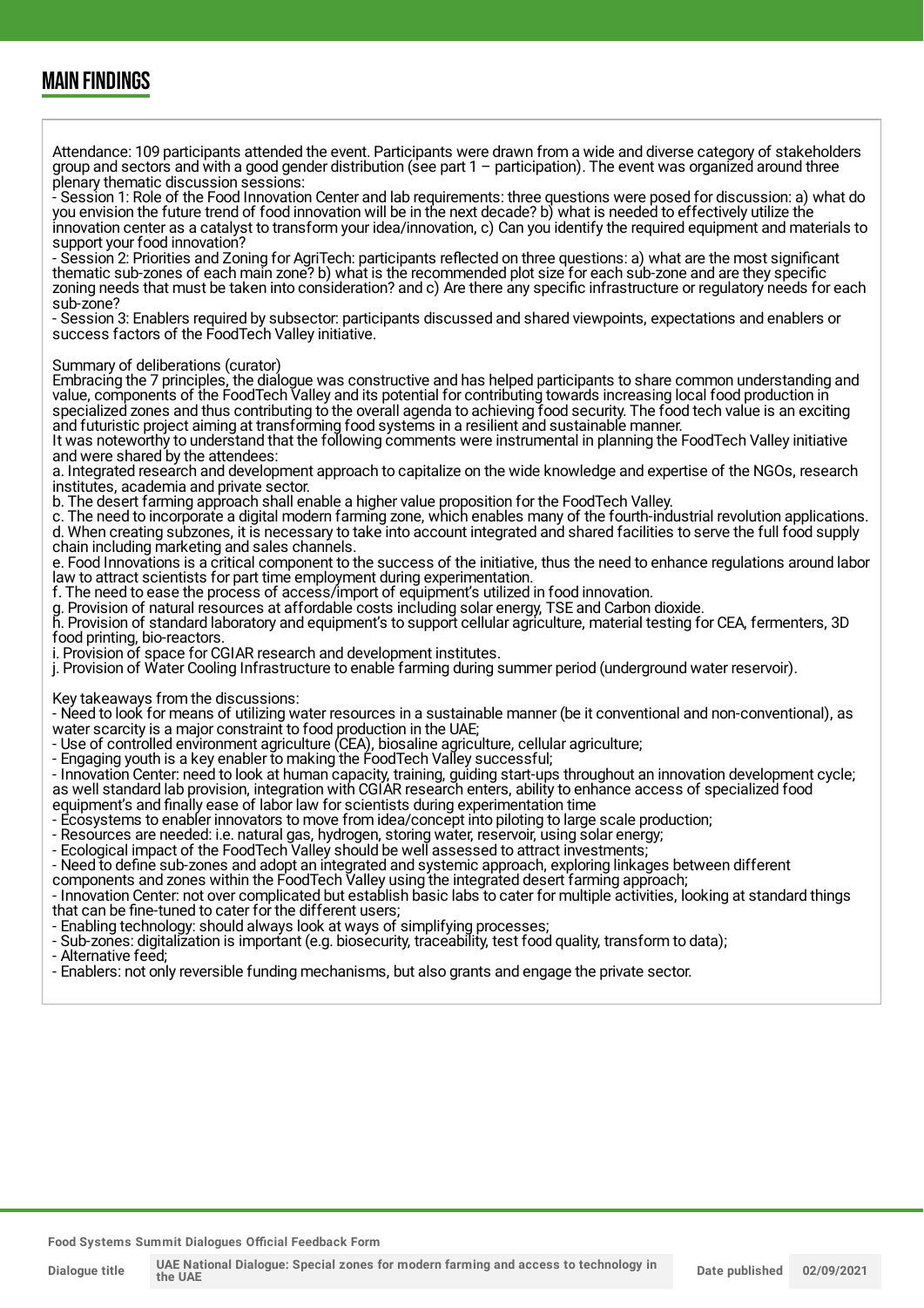## MAIN FINDINGS

Attendance: 109 participants attended the event. Participants were drawn from a wide and diverse category of stakeholders group and sectors and with a good gender distribution (see part 1 – participation). The event was organized around three plenary thematic discussion sessions:
- Session 1: Role of the Food Innovation Center and lab requirements: three questions were posed for discussion: a) what do you envision the future trend of food innovation will be in the next decade? b) what is needed to effectively utilize the innovation center as a catalyst to transform your idea/innovation, c) Can you identify the required equipment and materials to support your food innovation?
- Session 2: Priorities and Zoning for AgriTech: participants reflected on three questions: a) what are the most significant thematic sub-zones of each main zone? b) what is the recommended plot size for each sub-zone and are they specific zoning needs that must be taken into consideration? and c) Are there any specific infrastructure or regulatory needs for each sub-zone?
- Session 3: Enablers required by subsector: participants discussed and shared viewpoints, expectations and enablers or success factors of the FoodTech Valley initiative.

Summary of deliberations (curator)
Embracing the 7 principles, the dialogue was constructive and has helped participants to share common understanding and value, components of the FoodTech Valley and its potential for contributing towards increasing local food production in specialized zones and thus contributing to the overall agenda to achieving food security. The food tech value is an exciting and futuristic project aiming at transforming food systems in a resilient and sustainable manner.
It was noteworthy to understand that the following comments were instrumental in planning the FoodTech Valley initiative and were shared by the attendees:
a. Integrated research and development approach to capitalize on the wide knowledge and expertise of the NGOs, research institutes, academia and private sector.
b. The desert farming approach shall enable a higher value proposition for the FoodTech Valley.
c. The need to incorporate a digital modern farming zone, which enables many of the fourth-industrial revolution applications.
d. When creating subzones, it is necessary to take into account integrated and shared facilities to serve the full food supply chain including marketing and sales channels.
e. Food Innovations is a critical component to the success of the initiative, thus the need to enhance regulations around labor law to attract scientists for part time employment during experimentation.
f. The need to ease the process of access/import of equipment's utilized in food innovation.
g. Provision of natural resources at affordable costs including solar energy, TSE and Carbon dioxide.
h. Provision of standard laboratory and equipment's to support cellular agriculture, material testing for CEA, fermenters, 3D food printing, bio-reactors.
i. Provision of space for CGIAR research and development institutes.
j. Provision of Water Cooling Infrastructure to enable farming during summer period (underground water reservoir).

Key takeaways from the discussions:
- Need to look for means of utilizing water resources in a sustainable manner (be it conventional and non-conventional), as water scarcity is a major constraint to food production in the UAE;
- Use of controlled environment agriculture (CEA), biosaline agriculture, cellular agriculture;
- Engaging youth is a key enabler to making the FoodTech Valley successful;
- Innovation Center: need to look at human capacity, training, guiding start-ups throughout an innovation development cycle; as well standard lab provision, integration with CGIAR research enters, ability to enhance access of specialized food equipment's and finally ease of labor law for scientists during experimentation time
- Ecosystems to enabler innovators to move from idea/concept into piloting to large scale production;
- Resources are needed: i.e. natural gas, hydrogen, storing water, reservoir, using solar energy;
- Ecological impact of the FoodTech Valley should be well assessed to attract investments;
- Need to define sub-zones and adopt an integrated and systemic approach, exploring linkages between different components and zones within the FoodTech Valley using the integrated desert farming approach;
- Innovation Center: not over complicated but establish basic labs to cater for multiple activities, looking at standard things that can be fine-tuned to cater for the different users;
- Enabling technology: should always look at ways of simplifying processes;
- Sub-zones: digitalization is important (e.g. biosecurity, traceability, test food quality, transform to data);
- Alternative feed;
- Enablers: not only reversible funding mechanisms, but also grants and engage the private sector.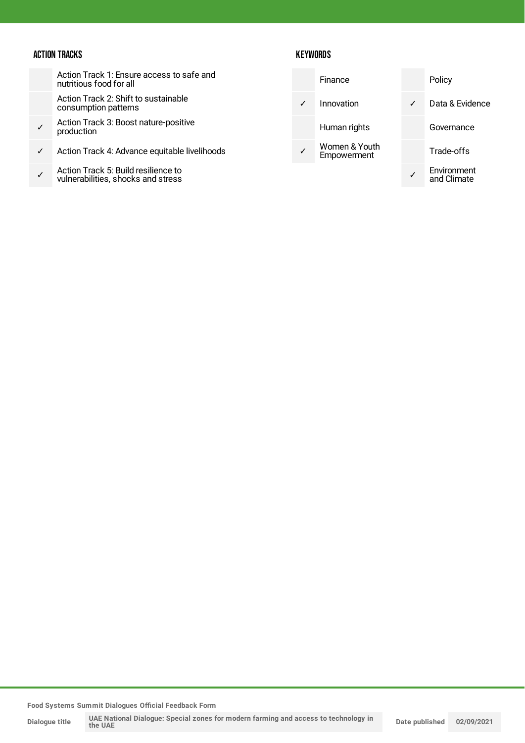## ACTION TRACKS

| | |
|---|---|
| | Action Track 1: Ensure access to safe and nutritious food for all |
| | Action Track 2: Shift to sustainable consumption patterns |
| ✓ | Action Track 3: Boost nature-positive production |
| ✓ | Action Track 4: Advance equitable livelihoods |
| ✓ | Action Track 5: Build resilience to vulnerabilities, shocks and stress |

## KEYWORDS

| | | | |
|---|---|---|---|
| | Finance | | Policy |
| ✓ | Innovation | ✓ | Data & Evidence |
| | Human rights | | Governance |
| ✓ | Women & Youth Empowerment | | Trade-offs |
| | | ✓ | Environment and Climate |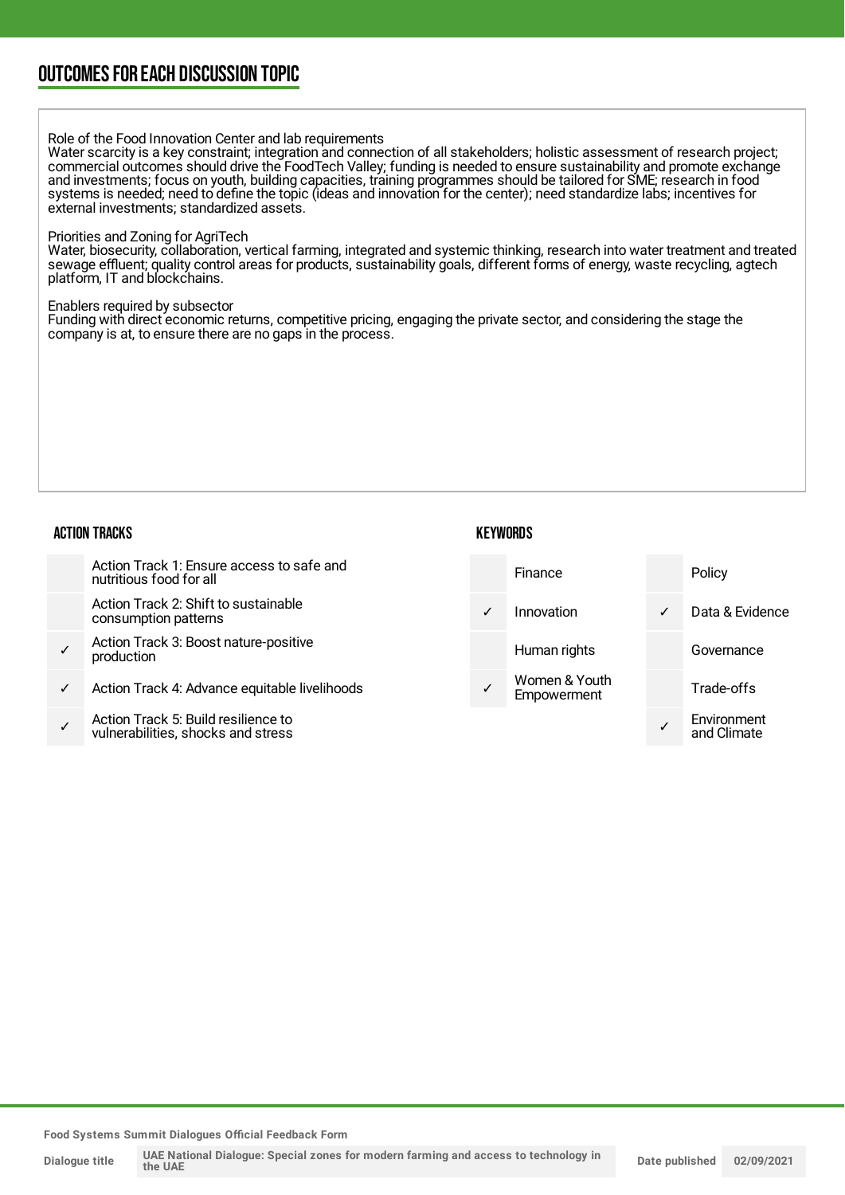## OUTCOMES FOR EACH DISCUSSION TOPIC

Role of the Food Innovation Center and lab requirements
Water scarcity is a key constraint; integration and connection of all stakeholders; holistic assessment of research project; commercial outcomes should drive the FoodTech Valley; funding is needed to ensure sustainability and promote exchange and investments; focus on youth, building capacities, training programmes should be tailored for SME; research in food systems is needed; need to define the topic (ideas and innovation for the center); need standardize labs; incentives for external investments; standardized assets.

Priorities and Zoning for AgriTech
Water, biosecurity, collaboration, vertical farming, integrated and systemic thinking, research into water treatment and treated sewage effluent; quality control areas for products, sustainability goals, different forms of energy, waste recycling, agtech platform, IT and blockchains.

Enablers required by subsector
Funding with direct economic returns, competitive pricing, engaging the private sector, and considering the stage the company is at, to ensure there are no gaps in the process.

### ACTION TRACKS

| | |
|---|---|
| | Action Track 1: Ensure access to safe and nutritious food for all |
| | Action Track 2: Shift to sustainable consumption patterns |
| ✓ | Action Track 3: Boost nature-positive production |
| ✓ | Action Track 4: Advance equitable livelihoods |
| ✓ | Action Track 5: Build resilience to vulnerabilities, shocks and stress |

### KEYWORDS

| | | | |
|---|---|---|---|
| | Finance | | Policy |
| ✓ | Innovation | ✓ | Data & Evidence |
| | Human rights | | Governance |
| ✓ | Women & Youth Empowerment | | Trade-offs |
| | | ✓ | Environment and Climate |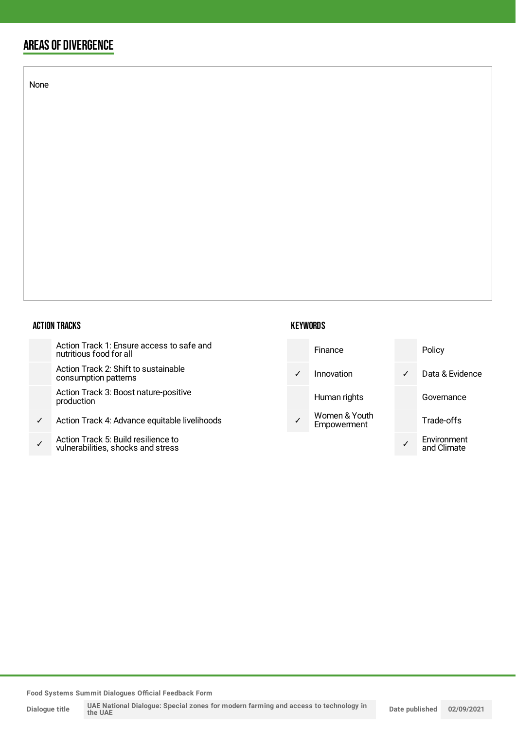## AREAS OF DIVERGENCE

None

### ACTION TRACKS

| | |
|---|---|
| | Action Track 1: Ensure access to safe and nutritious food for all |
| | Action Track 2: Shift to sustainable consumption patterns |
| | Action Track 3: Boost nature-positive production |
| ✓ | Action Track 4: Advance equitable livelihoods |
| ✓ | Action Track 5: Build resilience to vulnerabilities, shocks and stress |

### KEYWORDS

| | | | |
|---|---|---|---|
| | Finance | | Policy |
| ✓ | Innovation | ✓ | Data & Evidence |
| | Human rights | | Governance |
| ✓ | Women & Youth Empowerment | | Trade-offs |
| | | ✓ | Environment and Climate |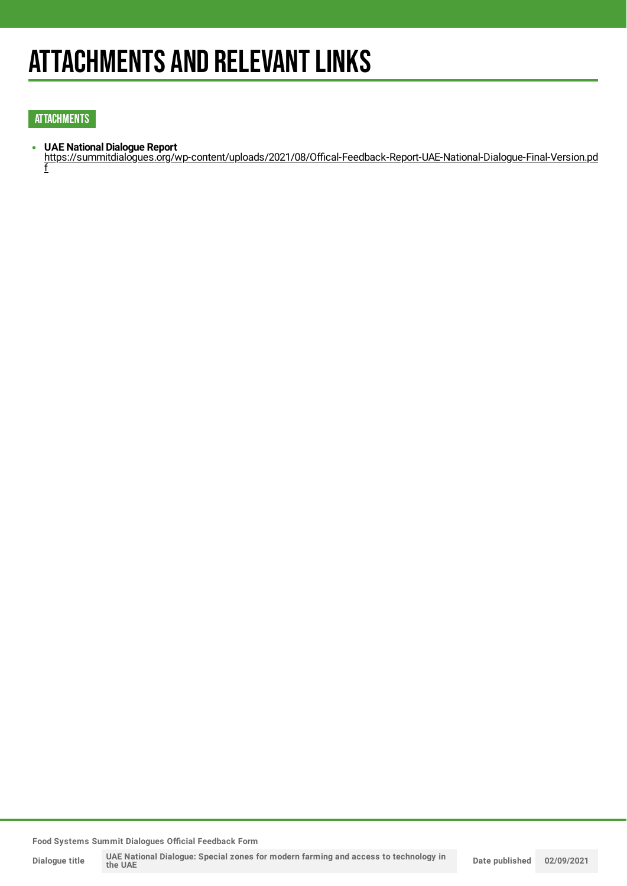# ATTACHMENTS AND RELEVANT LINKS

## ATTACHMENTS

- **UAE National Dialogue Report**
  https://summitdialogues.org/wp-content/uploads/2021/08/Offical-Feedback-Report-UAE-National-Dialogue-Final-Version.pdf